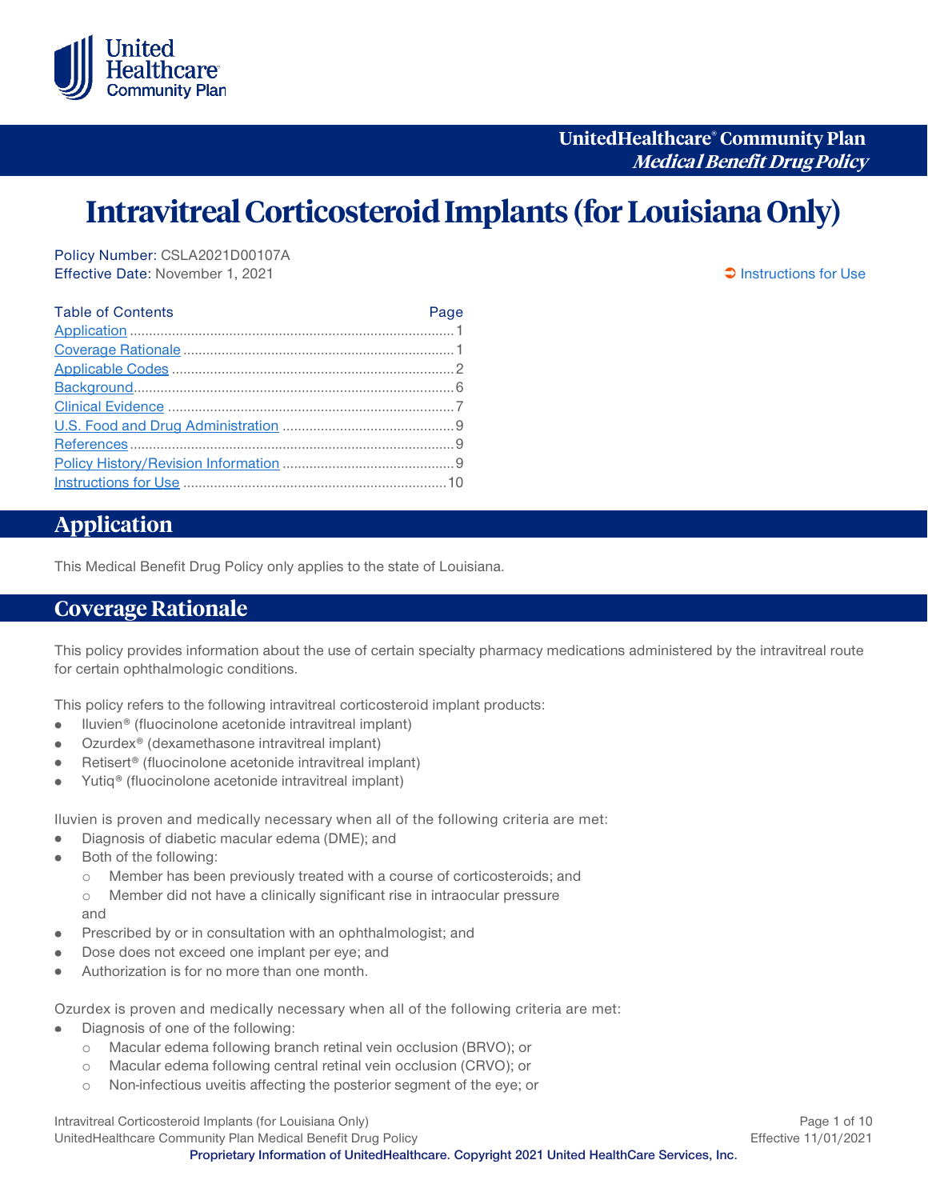**UnitedHealthcare® Community Plan**
***Medical Benefit Drug Policy***

# Intravitreal Corticosteroid Implants (for Louisiana Only)

Policy Number: CSLA2021D00107A
Effective Date: November 1, 2021

➲ Instructions for Use

| Table of Contents | Page |
|---|---|
| Application | 1 |
| Coverage Rationale | 1 |
| Applicable Codes | 2 |
| Background | 6 |
| Clinical Evidence | 7 |
| U.S. Food and Drug Administration | 9 |
| References | 9 |
| Policy History/Revision Information | 9 |
| Instructions for Use | 10 |

## Application

This Medical Benefit Drug Policy only applies to the state of Louisiana.

## Coverage Rationale

This policy provides information about the use of certain specialty pharmacy medications administered by the intravitreal route for certain ophthalmologic conditions.

This policy refers to the following intravitreal corticosteroid implant products:

- Iluvien® (fluocinolone acetonide intravitreal implant)
- Ozurdex® (dexamethasone intravitreal implant)
- Retisert® (fluocinolone acetonide intravitreal implant)
- Yutiq® (fluocinolone acetonide intravitreal implant)

Iluvien is proven and medically necessary when all of the following criteria are met:

- Diagnosis of diabetic macular edema (DME); and
- Both of the following:
  - Member has been previously treated with a course of corticosteroids; and
  - Member did not have a clinically significant rise in intraocular pressure

  and
- Prescribed by or in consultation with an ophthalmologist; and
- Dose does not exceed one implant per eye; and
- Authorization is for no more than one month.

Ozurdex is proven and medically necessary when all of the following criteria are met:

- Diagnosis of one of the following:
  - Macular edema following branch retinal vein occlusion (BRVO); or
  - Macular edema following central retinal vein occlusion (CRVO); or
  - Non-infectious uveitis affecting the posterior segment of the eye; or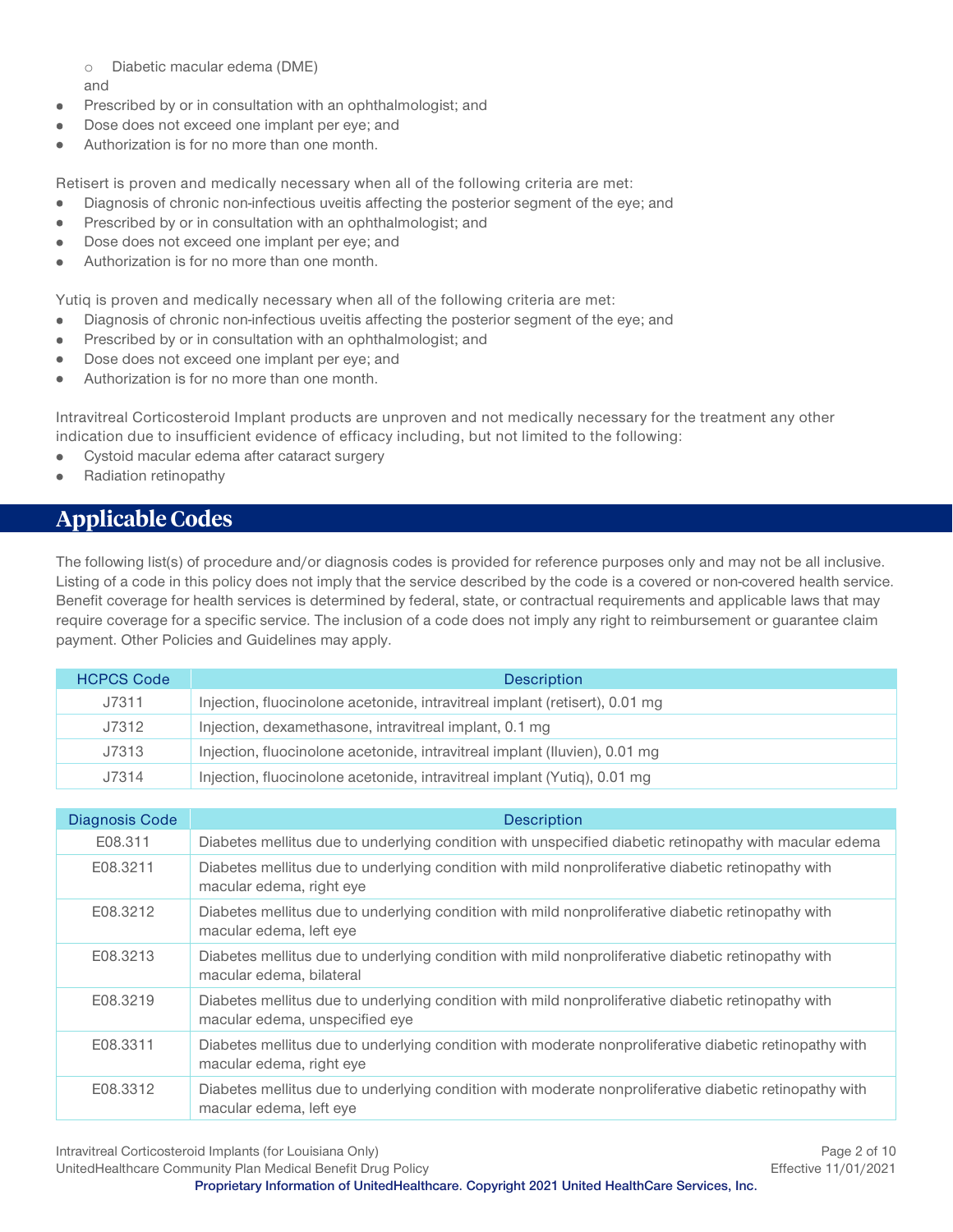- Diabetic macular edema (DME)

  and
- Prescribed by or in consultation with an ophthalmologist; and
- Dose does not exceed one implant per eye; and
- Authorization is for no more than one month.

Retisert is proven and medically necessary when all of the following criteria are met:

- Diagnosis of chronic non-infectious uveitis affecting the posterior segment of the eye; and
- Prescribed by or in consultation with an ophthalmologist; and
- Dose does not exceed one implant per eye; and
- Authorization is for no more than one month.

Yutiq is proven and medically necessary when all of the following criteria are met:

- Diagnosis of chronic non-infectious uveitis affecting the posterior segment of the eye; and
- Prescribed by or in consultation with an ophthalmologist; and
- Dose does not exceed one implant per eye; and
- Authorization is for no more than one month.

Intravitreal Corticosteroid Implant products are unproven and not medically necessary for the treatment any other indication due to insufficient evidence of efficacy including, but not limited to the following:

- Cystoid macular edema after cataract surgery
- Radiation retinopathy

## Applicable Codes

The following list(s) of procedure and/or diagnosis codes is provided for reference purposes only and may not be all inclusive. Listing of a code in this policy does not imply that the service described by the code is a covered or non-covered health service. Benefit coverage for health services is determined by federal, state, or contractual requirements and applicable laws that may require coverage for a specific service. The inclusion of a code does not imply any right to reimbursement or guarantee claim payment. Other Policies and Guidelines may apply.

| HCPCS Code | Description |
|---|---|
| J7311 | Injection, fluocinolone acetonide, intravitreal implant (retisert), 0.01 mg |
| J7312 | Injection, dexamethasone, intravitreal implant, 0.1 mg |
| J7313 | Injection, fluocinolone acetonide, intravitreal implant (Iluvien), 0.01 mg |
| J7314 | Injection, fluocinolone acetonide, intravitreal implant (Yutiq), 0.01 mg |

| Diagnosis Code | Description |
|---|---|
| E08.311 | Diabetes mellitus due to underlying condition with unspecified diabetic retinopathy with macular edema |
| E08.3211 | Diabetes mellitus due to underlying condition with mild nonproliferative diabetic retinopathy with macular edema, right eye |
| E08.3212 | Diabetes mellitus due to underlying condition with mild nonproliferative diabetic retinopathy with macular edema, left eye |
| E08.3213 | Diabetes mellitus due to underlying condition with mild nonproliferative diabetic retinopathy with macular edema, bilateral |
| E08.3219 | Diabetes mellitus due to underlying condition with mild nonproliferative diabetic retinopathy with macular edema, unspecified eye |
| E08.3311 | Diabetes mellitus due to underlying condition with moderate nonproliferative diabetic retinopathy with macular edema, right eye |
| E08.3312 | Diabetes mellitus due to underlying condition with moderate nonproliferative diabetic retinopathy with macular edema, left eye |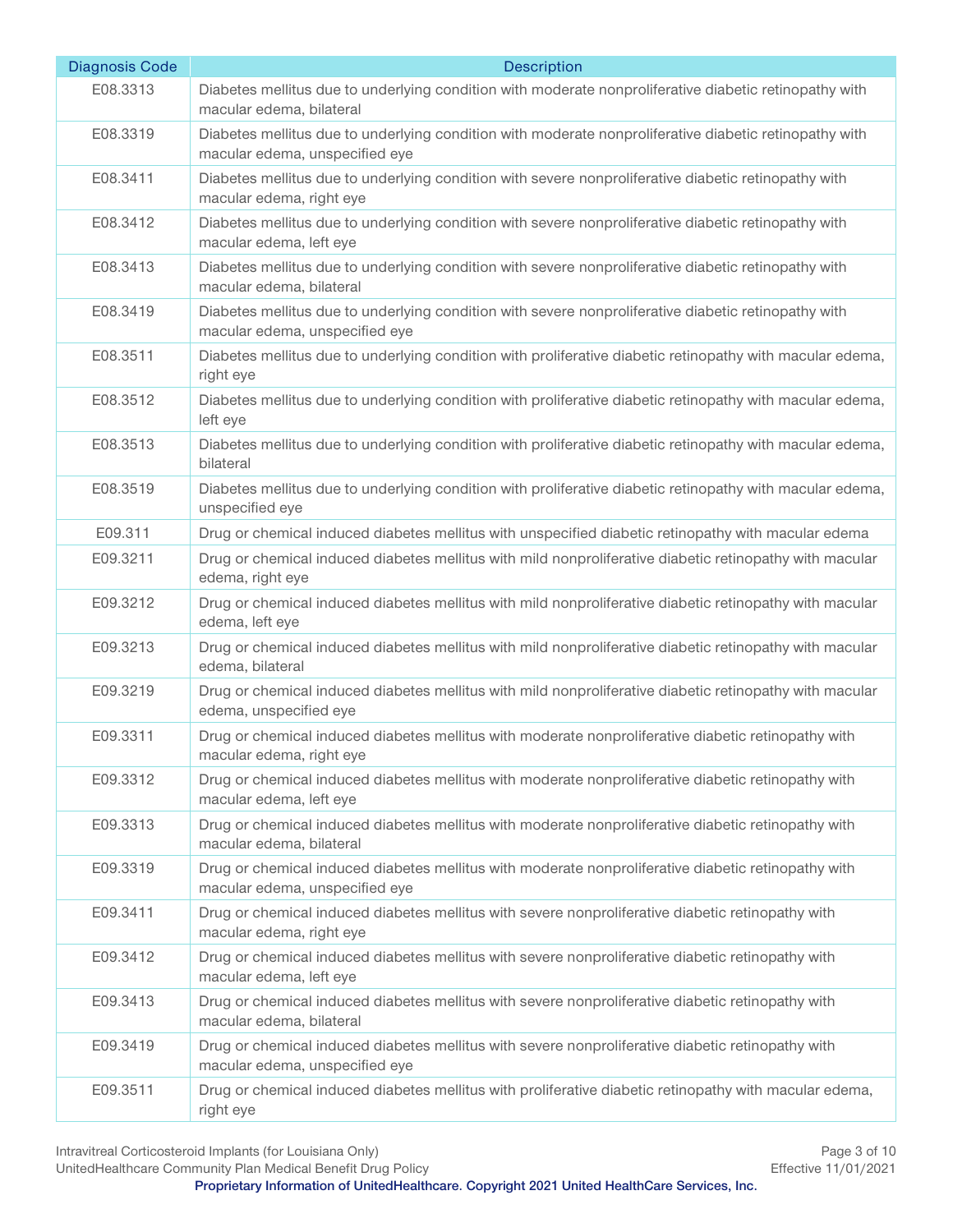| Diagnosis Code | Description |
|---|---|
| E08.3313 | Diabetes mellitus due to underlying condition with moderate nonproliferative diabetic retinopathy with macular edema, bilateral |
| E08.3319 | Diabetes mellitus due to underlying condition with moderate nonproliferative diabetic retinopathy with macular edema, unspecified eye |
| E08.3411 | Diabetes mellitus due to underlying condition with severe nonproliferative diabetic retinopathy with macular edema, right eye |
| E08.3412 | Diabetes mellitus due to underlying condition with severe nonproliferative diabetic retinopathy with macular edema, left eye |
| E08.3413 | Diabetes mellitus due to underlying condition with severe nonproliferative diabetic retinopathy with macular edema, bilateral |
| E08.3419 | Diabetes mellitus due to underlying condition with severe nonproliferative diabetic retinopathy with macular edema, unspecified eye |
| E08.3511 | Diabetes mellitus due to underlying condition with proliferative diabetic retinopathy with macular edema, right eye |
| E08.3512 | Diabetes mellitus due to underlying condition with proliferative diabetic retinopathy with macular edema, left eye |
| E08.3513 | Diabetes mellitus due to underlying condition with proliferative diabetic retinopathy with macular edema, bilateral |
| E08.3519 | Diabetes mellitus due to underlying condition with proliferative diabetic retinopathy with macular edema, unspecified eye |
| E09.311 | Drug or chemical induced diabetes mellitus with unspecified diabetic retinopathy with macular edema |
| E09.3211 | Drug or chemical induced diabetes mellitus with mild nonproliferative diabetic retinopathy with macular edema, right eye |
| E09.3212 | Drug or chemical induced diabetes mellitus with mild nonproliferative diabetic retinopathy with macular edema, left eye |
| E09.3213 | Drug or chemical induced diabetes mellitus with mild nonproliferative diabetic retinopathy with macular edema, bilateral |
| E09.3219 | Drug or chemical induced diabetes mellitus with mild nonproliferative diabetic retinopathy with macular edema, unspecified eye |
| E09.3311 | Drug or chemical induced diabetes mellitus with moderate nonproliferative diabetic retinopathy with macular edema, right eye |
| E09.3312 | Drug or chemical induced diabetes mellitus with moderate nonproliferative diabetic retinopathy with macular edema, left eye |
| E09.3313 | Drug or chemical induced diabetes mellitus with moderate nonproliferative diabetic retinopathy with macular edema, bilateral |
| E09.3319 | Drug or chemical induced diabetes mellitus with moderate nonproliferative diabetic retinopathy with macular edema, unspecified eye |
| E09.3411 | Drug or chemical induced diabetes mellitus with severe nonproliferative diabetic retinopathy with macular edema, right eye |
| E09.3412 | Drug or chemical induced diabetes mellitus with severe nonproliferative diabetic retinopathy with macular edema, left eye |
| E09.3413 | Drug or chemical induced diabetes mellitus with severe nonproliferative diabetic retinopathy with macular edema, bilateral |
| E09.3419 | Drug or chemical induced diabetes mellitus with severe nonproliferative diabetic retinopathy with macular edema, unspecified eye |
| E09.3511 | Drug or chemical induced diabetes mellitus with proliferative diabetic retinopathy with macular edema, right eye |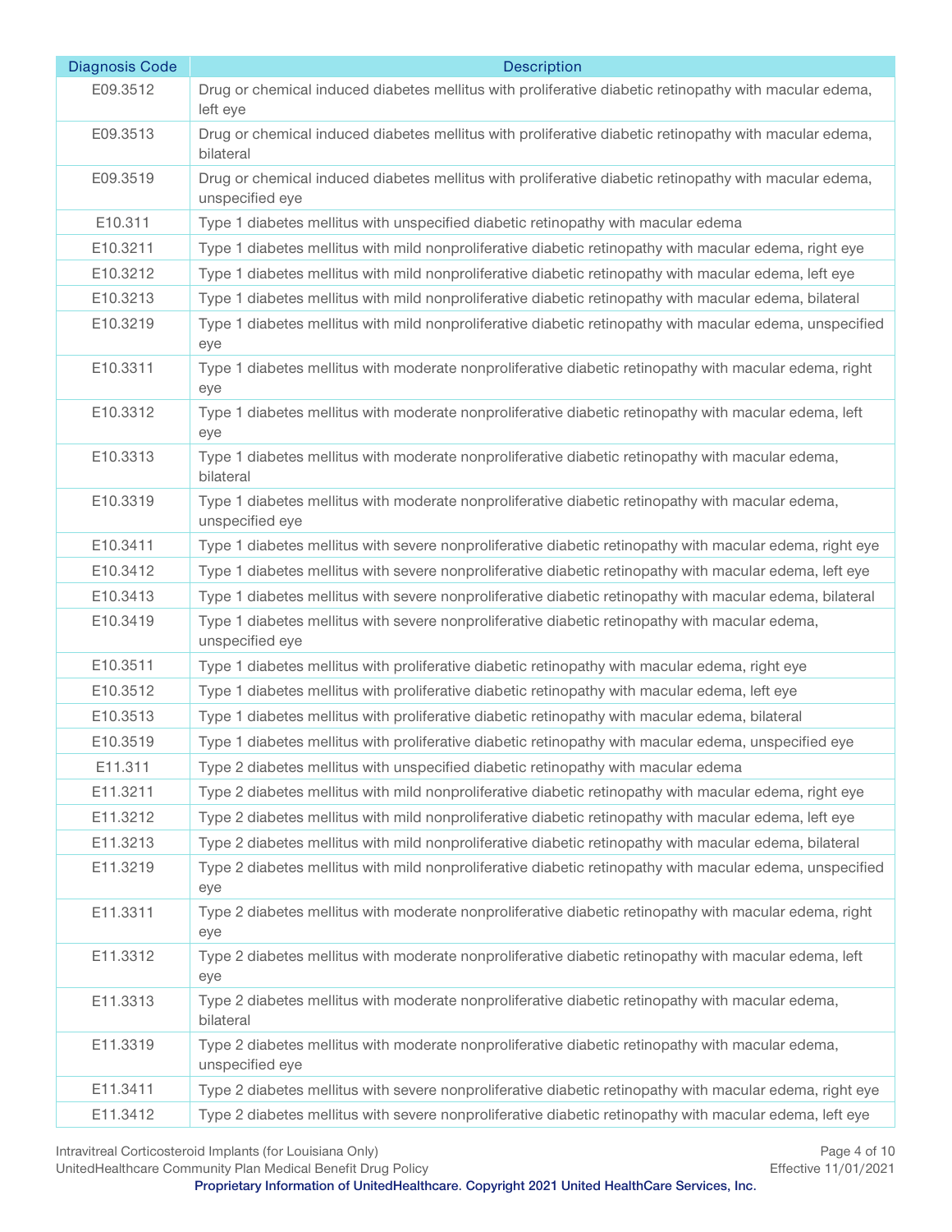| Diagnosis Code | Description |
|---|---|
| E09.3512 | Drug or chemical induced diabetes mellitus with proliferative diabetic retinopathy with macular edema, left eye |
| E09.3513 | Drug or chemical induced diabetes mellitus with proliferative diabetic retinopathy with macular edema, bilateral |
| E09.3519 | Drug or chemical induced diabetes mellitus with proliferative diabetic retinopathy with macular edema, unspecified eye |
| E10.311 | Type 1 diabetes mellitus with unspecified diabetic retinopathy with macular edema |
| E10.3211 | Type 1 diabetes mellitus with mild nonproliferative diabetic retinopathy with macular edema, right eye |
| E10.3212 | Type 1 diabetes mellitus with mild nonproliferative diabetic retinopathy with macular edema, left eye |
| E10.3213 | Type 1 diabetes mellitus with mild nonproliferative diabetic retinopathy with macular edema, bilateral |
| E10.3219 | Type 1 diabetes mellitus with mild nonproliferative diabetic retinopathy with macular edema, unspecified eye |
| E10.3311 | Type 1 diabetes mellitus with moderate nonproliferative diabetic retinopathy with macular edema, right eye |
| E10.3312 | Type 1 diabetes mellitus with moderate nonproliferative diabetic retinopathy with macular edema, left eye |
| E10.3313 | Type 1 diabetes mellitus with moderate nonproliferative diabetic retinopathy with macular edema, bilateral |
| E10.3319 | Type 1 diabetes mellitus with moderate nonproliferative diabetic retinopathy with macular edema, unspecified eye |
| E10.3411 | Type 1 diabetes mellitus with severe nonproliferative diabetic retinopathy with macular edema, right eye |
| E10.3412 | Type 1 diabetes mellitus with severe nonproliferative diabetic retinopathy with macular edema, left eye |
| E10.3413 | Type 1 diabetes mellitus with severe nonproliferative diabetic retinopathy with macular edema, bilateral |
| E10.3419 | Type 1 diabetes mellitus with severe nonproliferative diabetic retinopathy with macular edema, unspecified eye |
| E10.3511 | Type 1 diabetes mellitus with proliferative diabetic retinopathy with macular edema, right eye |
| E10.3512 | Type 1 diabetes mellitus with proliferative diabetic retinopathy with macular edema, left eye |
| E10.3513 | Type 1 diabetes mellitus with proliferative diabetic retinopathy with macular edema, bilateral |
| E10.3519 | Type 1 diabetes mellitus with proliferative diabetic retinopathy with macular edema, unspecified eye |
| E11.311 | Type 2 diabetes mellitus with unspecified diabetic retinopathy with macular edema |
| E11.3211 | Type 2 diabetes mellitus with mild nonproliferative diabetic retinopathy with macular edema, right eye |
| E11.3212 | Type 2 diabetes mellitus with mild nonproliferative diabetic retinopathy with macular edema, left eye |
| E11.3213 | Type 2 diabetes mellitus with mild nonproliferative diabetic retinopathy with macular edema, bilateral |
| E11.3219 | Type 2 diabetes mellitus with mild nonproliferative diabetic retinopathy with macular edema, unspecified eye |
| E11.3311 | Type 2 diabetes mellitus with moderate nonproliferative diabetic retinopathy with macular edema, right eye |
| E11.3312 | Type 2 diabetes mellitus with moderate nonproliferative diabetic retinopathy with macular edema, left eye |
| E11.3313 | Type 2 diabetes mellitus with moderate nonproliferative diabetic retinopathy with macular edema, bilateral |
| E11.3319 | Type 2 diabetes mellitus with moderate nonproliferative diabetic retinopathy with macular edema, unspecified eye |
| E11.3411 | Type 2 diabetes mellitus with severe nonproliferative diabetic retinopathy with macular edema, right eye |
| E11.3412 | Type 2 diabetes mellitus with severe nonproliferative diabetic retinopathy with macular edema, left eye |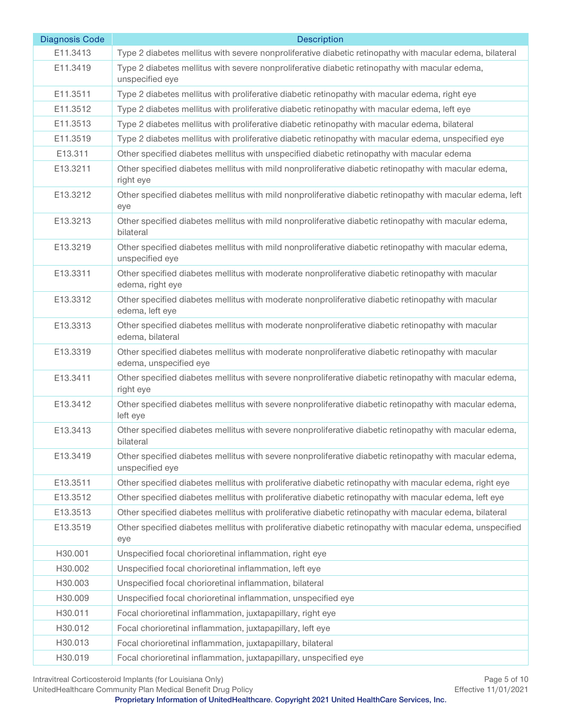| Diagnosis Code | Description |
|---|---|
| E11.3413 | Type 2 diabetes mellitus with severe nonproliferative diabetic retinopathy with macular edema, bilateral |
| E11.3419 | Type 2 diabetes mellitus with severe nonproliferative diabetic retinopathy with macular edema, unspecified eye |
| E11.3511 | Type 2 diabetes mellitus with proliferative diabetic retinopathy with macular edema, right eye |
| E11.3512 | Type 2 diabetes mellitus with proliferative diabetic retinopathy with macular edema, left eye |
| E11.3513 | Type 2 diabetes mellitus with proliferative diabetic retinopathy with macular edema, bilateral |
| E11.3519 | Type 2 diabetes mellitus with proliferative diabetic retinopathy with macular edema, unspecified eye |
| E13.311 | Other specified diabetes mellitus with unspecified diabetic retinopathy with macular edema |
| E13.3211 | Other specified diabetes mellitus with mild nonproliferative diabetic retinopathy with macular edema, right eye |
| E13.3212 | Other specified diabetes mellitus with mild nonproliferative diabetic retinopathy with macular edema, left eye |
| E13.3213 | Other specified diabetes mellitus with mild nonproliferative diabetic retinopathy with macular edema, bilateral |
| E13.3219 | Other specified diabetes mellitus with mild nonproliferative diabetic retinopathy with macular edema, unspecified eye |
| E13.3311 | Other specified diabetes mellitus with moderate nonproliferative diabetic retinopathy with macular edema, right eye |
| E13.3312 | Other specified diabetes mellitus with moderate nonproliferative diabetic retinopathy with macular edema, left eye |
| E13.3313 | Other specified diabetes mellitus with moderate nonproliferative diabetic retinopathy with macular edema, bilateral |
| E13.3319 | Other specified diabetes mellitus with moderate nonproliferative diabetic retinopathy with macular edema, unspecified eye |
| E13.3411 | Other specified diabetes mellitus with severe nonproliferative diabetic retinopathy with macular edema, right eye |
| E13.3412 | Other specified diabetes mellitus with severe nonproliferative diabetic retinopathy with macular edema, left eye |
| E13.3413 | Other specified diabetes mellitus with severe nonproliferative diabetic retinopathy with macular edema, bilateral |
| E13.3419 | Other specified diabetes mellitus with severe nonproliferative diabetic retinopathy with macular edema, unspecified eye |
| E13.3511 | Other specified diabetes mellitus with proliferative diabetic retinopathy with macular edema, right eye |
| E13.3512 | Other specified diabetes mellitus with proliferative diabetic retinopathy with macular edema, left eye |
| E13.3513 | Other specified diabetes mellitus with proliferative diabetic retinopathy with macular edema, bilateral |
| E13.3519 | Other specified diabetes mellitus with proliferative diabetic retinopathy with macular edema, unspecified eye |
| H30.001 | Unspecified focal chorioretinal inflammation, right eye |
| H30.002 | Unspecified focal chorioretinal inflammation, left eye |
| H30.003 | Unspecified focal chorioretinal inflammation, bilateral |
| H30.009 | Unspecified focal chorioretinal inflammation, unspecified eye |
| H30.011 | Focal chorioretinal inflammation, juxtapapillary, right eye |
| H30.012 | Focal chorioretinal inflammation, juxtapapillary, left eye |
| H30.013 | Focal chorioretinal inflammation, juxtapapillary, bilateral |
| H30.019 | Focal chorioretinal inflammation, juxtapapillary, unspecified eye |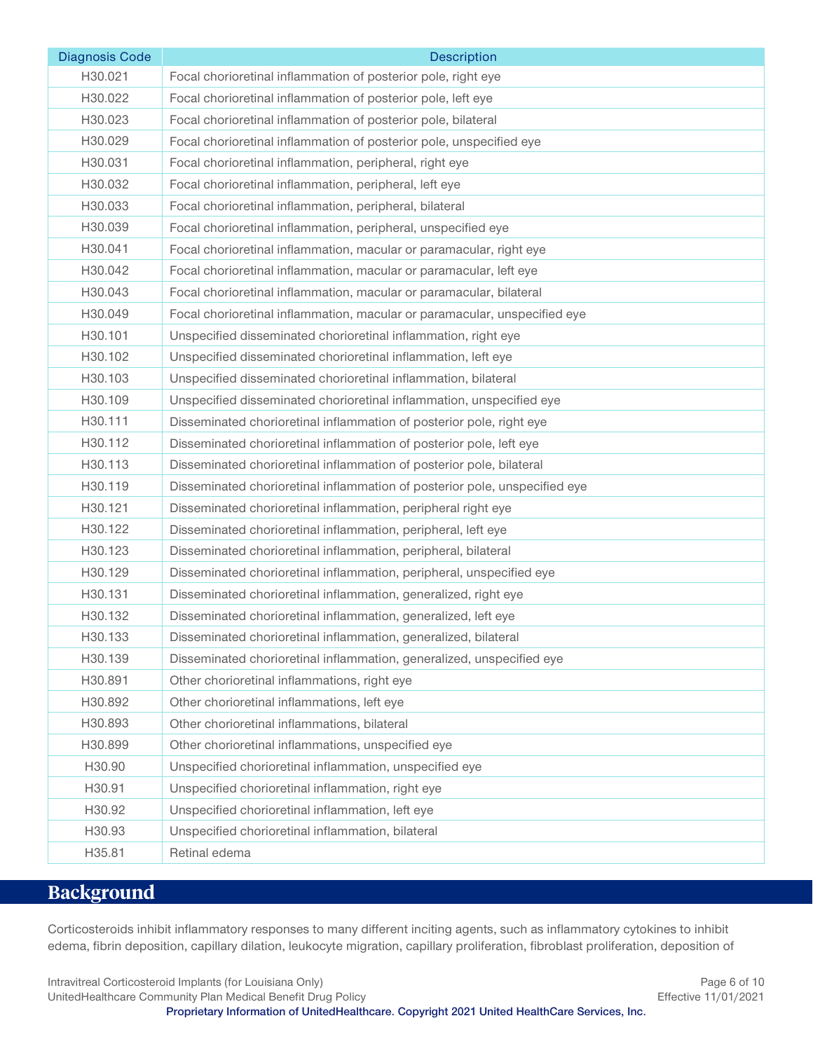| Diagnosis Code | Description |
| --- | --- |
| H30.021 | Focal chorioretinal inflammation of posterior pole, right eye |
| H30.022 | Focal chorioretinal inflammation of posterior pole, left eye |
| H30.023 | Focal chorioretinal inflammation of posterior pole, bilateral |
| H30.029 | Focal chorioretinal inflammation of posterior pole, unspecified eye |
| H30.031 | Focal chorioretinal inflammation, peripheral, right eye |
| H30.032 | Focal chorioretinal inflammation, peripheral, left eye |
| H30.033 | Focal chorioretinal inflammation, peripheral, bilateral |
| H30.039 | Focal chorioretinal inflammation, peripheral, unspecified eye |
| H30.041 | Focal chorioretinal inflammation, macular or paramacular, right eye |
| H30.042 | Focal chorioretinal inflammation, macular or paramacular, left eye |
| H30.043 | Focal chorioretinal inflammation, macular or paramacular, bilateral |
| H30.049 | Focal chorioretinal inflammation, macular or paramacular, unspecified eye |
| H30.101 | Unspecified disseminated chorioretinal inflammation, right eye |
| H30.102 | Unspecified disseminated chorioretinal inflammation, left eye |
| H30.103 | Unspecified disseminated chorioretinal inflammation, bilateral |
| H30.109 | Unspecified disseminated chorioretinal inflammation, unspecified eye |
| H30.111 | Disseminated chorioretinal inflammation of posterior pole, right eye |
| H30.112 | Disseminated chorioretinal inflammation of posterior pole, left eye |
| H30.113 | Disseminated chorioretinal inflammation of posterior pole, bilateral |
| H30.119 | Disseminated chorioretinal inflammation of posterior pole, unspecified eye |
| H30.121 | Disseminated chorioretinal inflammation, peripheral right eye |
| H30.122 | Disseminated chorioretinal inflammation, peripheral, left eye |
| H30.123 | Disseminated chorioretinal inflammation, peripheral, bilateral |
| H30.129 | Disseminated chorioretinal inflammation, peripheral, unspecified eye |
| H30.131 | Disseminated chorioretinal inflammation, generalized, right eye |
| H30.132 | Disseminated chorioretinal inflammation, generalized, left eye |
| H30.133 | Disseminated chorioretinal inflammation, generalized, bilateral |
| H30.139 | Disseminated chorioretinal inflammation, generalized, unspecified eye |
| H30.891 | Other chorioretinal inflammations, right eye |
| H30.892 | Other chorioretinal inflammations, left eye |
| H30.893 | Other chorioretinal inflammations, bilateral |
| H30.899 | Other chorioretinal inflammations, unspecified eye |
| H30.90 | Unspecified chorioretinal inflammation, unspecified eye |
| H30.91 | Unspecified chorioretinal inflammation, right eye |
| H30.92 | Unspecified chorioretinal inflammation, left eye |
| H30.93 | Unspecified chorioretinal inflammation, bilateral |
| H35.81 | Retinal edema |

# Background

Corticosteroids inhibit inflammatory responses to many different inciting agents, such as inflammatory cytokines to inhibit edema, fibrin deposition, capillary dilation, leukocyte migration, capillary proliferation, fibroblast proliferation, deposition of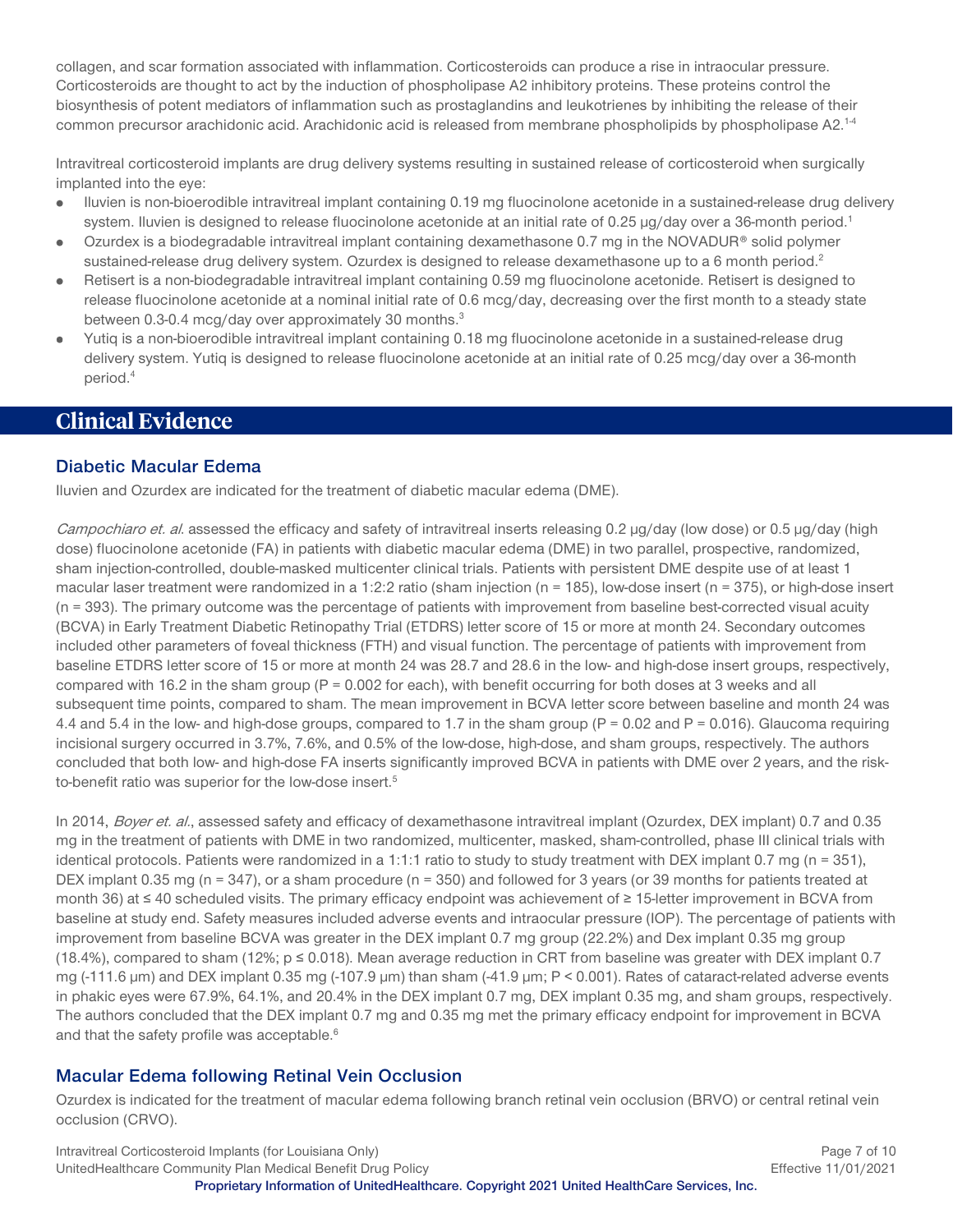collagen, and scar formation associated with inflammation. Corticosteroids can produce a rise in intraocular pressure. Corticosteroids are thought to act by the induction of phospholipase A2 inhibitory proteins. These proteins control the biosynthesis of potent mediators of inflammation such as prostaglandins and leukotrienes by inhibiting the release of their common precursor arachidonic acid. Arachidonic acid is released from membrane phospholipids by phospholipase A2.[1-4]

Intravitreal corticosteroid implants are drug delivery systems resulting in sustained release of corticosteroid when surgically implanted into the eye:

- Iluvien is non-bioerodible intravitreal implant containing 0.19 mg fluocinolone acetonide in a sustained-release drug delivery system. Iluvien is designed to release fluocinolone acetonide at an initial rate of 0.25 µg/day over a 36-month period.[1]
- Ozurdex is a biodegradable intravitreal implant containing dexamethasone 0.7 mg in the NOVADUR® solid polymer sustained-release drug delivery system. Ozurdex is designed to release dexamethasone up to a 6 month period.[2]
- Retisert is a non-biodegradable intravitreal implant containing 0.59 mg fluocinolone acetonide. Retisert is designed to release fluocinolone acetonide at a nominal initial rate of 0.6 mcg/day, decreasing over the first month to a steady state between 0.3-0.4 mcg/day over approximately 30 months.[3]
- Yutiq is a non-bioerodible intravitreal implant containing 0.18 mg fluocinolone acetonide in a sustained-release drug delivery system. Yutiq is designed to release fluocinolone acetonide at an initial rate of 0.25 mcg/day over a 36-month period.[4]

## Clinical Evidence

### Diabetic Macular Edema

Iluvien and Ozurdex are indicated for the treatment of diabetic macular edema (DME).

*Campochiaro et. al.* assessed the efficacy and safety of intravitreal inserts releasing 0.2 µg/day (low dose) or 0.5 µg/day (high dose) fluocinolone acetonide (FA) in patients with diabetic macular edema (DME) in two parallel, prospective, randomized, sham injection-controlled, double-masked multicenter clinical trials. Patients with persistent DME despite use of at least 1 macular laser treatment were randomized in a 1:2:2 ratio (sham injection (n = 185), low-dose insert (n = 375), or high-dose insert (n = 393). The primary outcome was the percentage of patients with improvement from baseline best-corrected visual acuity (BCVA) in Early Treatment Diabetic Retinopathy Trial (ETDRS) letter score of 15 or more at month 24. Secondary outcomes included other parameters of foveal thickness (FTH) and visual function. The percentage of patients with improvement from baseline ETDRS letter score of 15 or more at month 24 was 28.7 and 28.6 in the low- and high-dose insert groups, respectively, compared with 16.2 in the sham group (P = 0.002 for each), with benefit occurring for both doses at 3 weeks and all subsequent time points, compared to sham. The mean improvement in BCVA letter score between baseline and month 24 was 4.4 and 5.4 in the low- and high-dose groups, compared to 1.7 in the sham group (P = 0.02 and P = 0.016). Glaucoma requiring incisional surgery occurred in 3.7%, 7.6%, and 0.5% of the low-dose, high-dose, and sham groups, respectively. The authors concluded that both low- and high-dose FA inserts significantly improved BCVA in patients with DME over 2 years, and the risk-to-benefit ratio was superior for the low-dose insert.[5]

In 2014, *Boyer et. al.*, assessed safety and efficacy of dexamethasone intravitreal implant (Ozurdex, DEX implant) 0.7 and 0.35 mg in the treatment of patients with DME in two randomized, multicenter, masked, sham-controlled, phase III clinical trials with identical protocols. Patients were randomized in a 1:1:1 ratio to study to study treatment with DEX implant 0.7 mg (n = 351), DEX implant 0.35 mg (n = 347), or a sham procedure (n = 350) and followed for 3 years (or 39 months for patients treated at month 36) at ≤ 40 scheduled visits. The primary efficacy endpoint was achievement of ≥ 15-letter improvement in BCVA from baseline at study end. Safety measures included adverse events and intraocular pressure (IOP). The percentage of patients with improvement from baseline BCVA was greater in the DEX implant 0.7 mg group (22.2%) and Dex implant 0.35 mg group (18.4%), compared to sham (12%; p ≤ 0.018). Mean average reduction in CRT from baseline was greater with DEX implant 0.7 mg (-111.6 µm) and DEX implant 0.35 mg (-107.9 µm) than sham (-41.9 µm; P < 0.001). Rates of cataract-related adverse events in phakic eyes were 67.9%, 64.1%, and 20.4% in the DEX implant 0.7 mg, DEX implant 0.35 mg, and sham groups, respectively. The authors concluded that the DEX implant 0.7 mg and 0.35 mg met the primary efficacy endpoint for improvement in BCVA and that the safety profile was acceptable.[6]

### Macular Edema following Retinal Vein Occlusion

Ozurdex is indicated for the treatment of macular edema following branch retinal vein occlusion (BRVO) or central retinal vein occlusion (CRVO).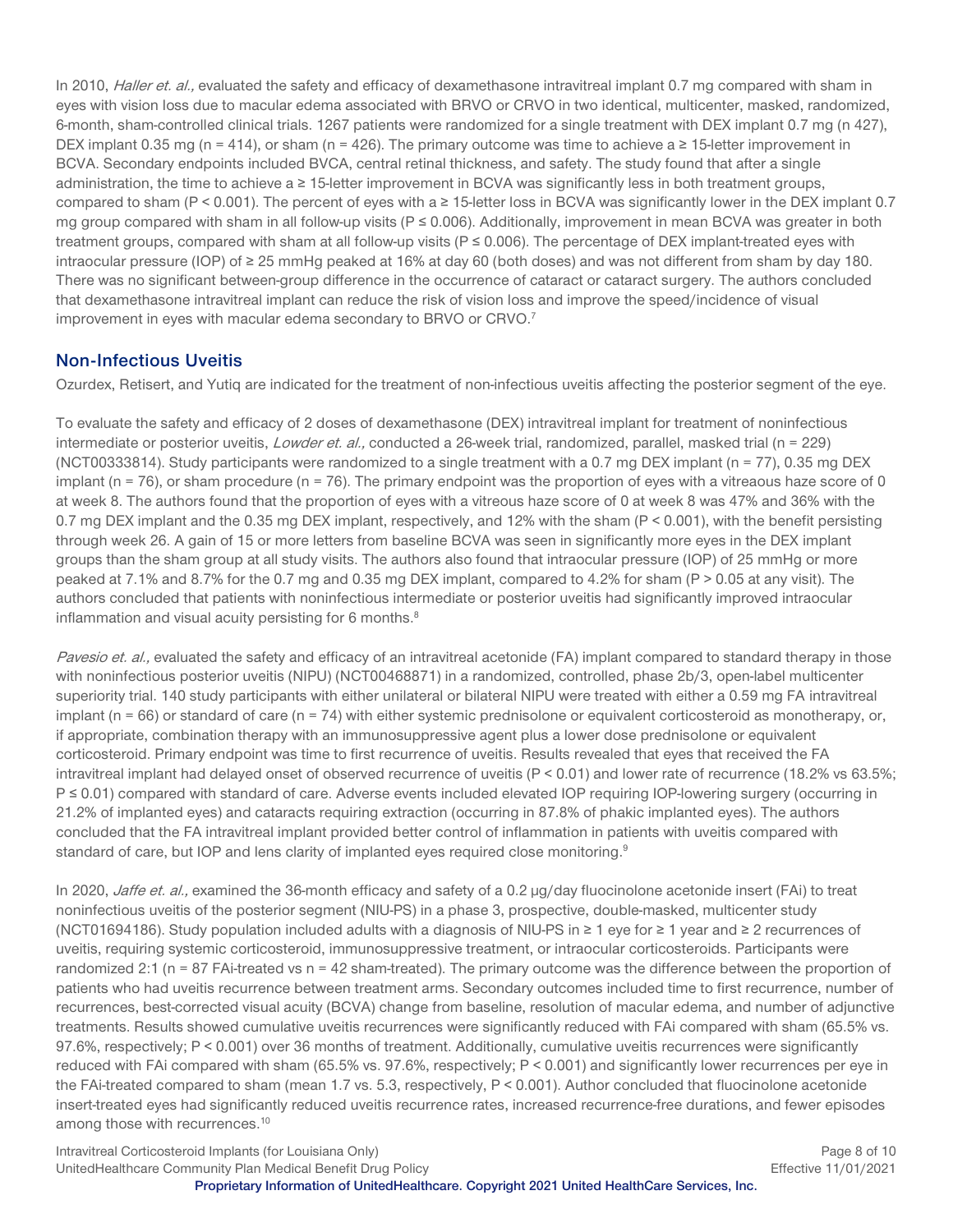In 2010, *Haller et. al.,* evaluated the safety and efficacy of dexamethasone intravitreal implant 0.7 mg compared with sham in eyes with vision loss due to macular edema associated with BRVO or CRVO in two identical, multicenter, masked, randomized, 6-month, sham-controlled clinical trials. 1267 patients were randomized for a single treatment with DEX implant 0.7 mg (n 427), DEX implant 0.35 mg (n = 414), or sham (n = 426). The primary outcome was time to achieve a ≥ 15-letter improvement in BCVA. Secondary endpoints included BVCA, central retinal thickness, and safety. The study found that after a single administration, the time to achieve a ≥ 15-letter improvement in BCVA was significantly less in both treatment groups, compared to sham ($P < 0.001$). The percent of eyes with a ≥ 15-letter loss in BCVA was significantly lower in the DEX implant 0.7 mg group compared with sham in all follow-up visits ($P \leq 0.006$). Additionally, improvement in mean BCVA was greater in both treatment groups, compared with sham at all follow-up visits ($P \leq 0.006$). The percentage of DEX implant-treated eyes with intraocular pressure (IOP) of ≥ 25 mmHg peaked at 16% at day 60 (both doses) and was not different from sham by day 180. There was no significant between-group difference in the occurrence of cataract or cataract surgery. The authors concluded that dexamethasone intravitreal implant can reduce the risk of vision loss and improve the speed/incidence of visual improvement in eyes with macular edema secondary to BRVO or CRVO.[7]

## Non-Infectious Uveitis

Ozurdex, Retisert, and Yutiq are indicated for the treatment of non-infectious uveitis affecting the posterior segment of the eye.

To evaluate the safety and efficacy of 2 doses of dexamethasone (DEX) intravitreal implant for treatment of noninfectious intermediate or posterior uveitis, *Lowder et. al.,* conducted a 26-week trial, randomized, parallel, masked trial (n = 229) (NCT00333814). Study participants were randomized to a single treatment with a 0.7 mg DEX implant (n = 77), 0.35 mg DEX implant (n = 76), or sham procedure (n = 76). The primary endpoint was the proportion of eyes with a vitreaous haze score of 0 at week 8. The authors found that the proportion of eyes with a vitreous haze score of 0 at week 8 was 47% and 36% with the 0.7 mg DEX implant and the 0.35 mg DEX implant, respectively, and 12% with the sham ($P < 0.001$), with the benefit persisting through week 26. A gain of 15 or more letters from baseline BCVA was seen in significantly more eyes in the DEX implant groups than the sham group at all study visits. The authors also found that intraocular pressure (IOP) of 25 mmHg or more peaked at 7.1% and 8.7% for the 0.7 mg and 0.35 mg DEX implant, compared to 4.2% for sham ($P > 0.05$ at any visit). The authors concluded that patients with noninfectious intermediate or posterior uveitis had significantly improved intraocular inflammation and visual acuity persisting for 6 months.[8]

*Pavesio et. al.,* evaluated the safety and efficacy of an intravitreal acetonide (FA) implant compared to standard therapy in those with noninfectious posterior uveitis (NIPU) (NCT00468871) in a randomized, controlled, phase 2b/3, open-label multicenter superiority trial. 140 study participants with either unilateral or bilateral NIPU were treated with either a 0.59 mg FA intravitreal implant (n = 66) or standard of care (n = 74) with either systemic prednisolone or equivalent corticosteroid as monotherapy, or, if appropriate, combination therapy with an immunosuppressive agent plus a lower dose prednisolone or equivalent corticosteroid. Primary endpoint was time to first recurrence of uveitis. Results revealed that eyes that received the FA intravitreal implant had delayed onset of observed recurrence of uveitis ($P < 0.01$) and lower rate of recurrence (18.2% vs 63.5%; $P \leq 0.01$) compared with standard of care. Adverse events included elevated IOP requiring IOP-lowering surgery (occurring in 21.2% of implanted eyes) and cataracts requiring extraction (occurring in 87.8% of phakic implanted eyes). The authors concluded that the FA intravitreal implant provided better control of inflammation in patients with uveitis compared with standard of care, but IOP and lens clarity of implanted eyes required close monitoring.[9]

In 2020, *Jaffe et. al.,* examined the 36-month efficacy and safety of a 0.2 μg/day fluocinolone acetonide insert (FAi) to treat noninfectious uveitis of the posterior segment (NIU-PS) in a phase 3, prospective, double-masked, multicenter study (NCT01694186). Study population included adults with a diagnosis of NIU-PS in ≥ 1 eye for ≥ 1 year and ≥ 2 recurrences of uveitis, requiring systemic corticosteroid, immunosuppressive treatment, or intraocular corticosteroids. Participants were randomized 2:1 (n = 87 FAi-treated vs n = 42 sham-treated). The primary outcome was the difference between the proportion of patients who had uveitis recurrence between treatment arms. Secondary outcomes included time to first recurrence, number of recurrences, best-corrected visual acuity (BCVA) change from baseline, resolution of macular edema, and number of adjunctive treatments. Results showed cumulative uveitis recurrences were significantly reduced with FAi compared with sham (65.5% vs. 97.6%, respectively; $P < 0.001$) over 36 months of treatment. Additionally, cumulative uveitis recurrences were significantly reduced with FAi compared with sham (65.5% vs. 97.6%, respectively; $P < 0.001$) and significantly lower recurrences per eye in the FAi-treated compared to sham (mean 1.7 vs. 5.3, respectively, $P < 0.001$). Author concluded that fluocinolone acetonide insert-treated eyes had significantly reduced uveitis recurrence rates, increased recurrence-free durations, and fewer episodes among those with recurrences.[10]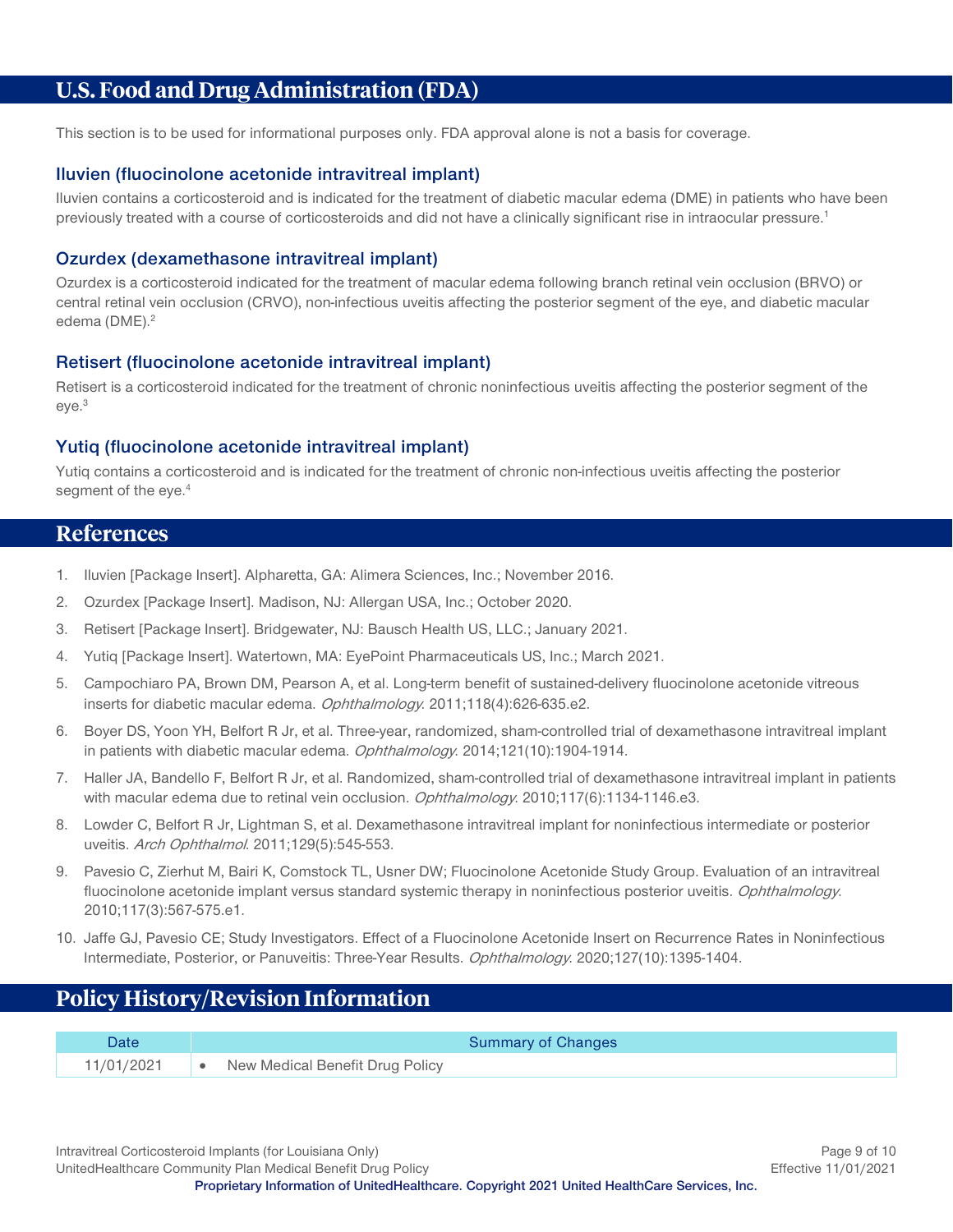# U.S. Food and Drug Administration (FDA)

This section is to be used for informational purposes only. FDA approval alone is not a basis for coverage.

### Iluvien (fluocinolone acetonide intravitreal implant)

Iluvien contains a corticosteroid and is indicated for the treatment of diabetic macular edema (DME) in patients who have been previously treated with a course of corticosteroids and did not have a clinically significant rise in intraocular pressure.[1]

### Ozurdex (dexamethasone intravitreal implant)

Ozurdex is a corticosteroid indicated for the treatment of macular edema following branch retinal vein occlusion (BRVO) or central retinal vein occlusion (CRVO), non-infectious uveitis affecting the posterior segment of the eye, and diabetic macular edema (DME).[2]

### Retisert (fluocinolone acetonide intravitreal implant)

Retisert is a corticosteroid indicated for the treatment of chronic noninfectious uveitis affecting the posterior segment of the eye.[3]

### Yutiq (fluocinolone acetonide intravitreal implant)

Yutiq contains a corticosteroid and is indicated for the treatment of chronic non-infectious uveitis affecting the posterior segment of the eye.[4]

# References

1. Iluvien [Package Insert]. Alpharetta, GA: Alimera Sciences, Inc.; November 2016.
2. Ozurdex [Package Insert]. Madison, NJ: Allergan USA, Inc.; October 2020.
3. Retisert [Package Insert]. Bridgewater, NJ: Bausch Health US, LLC.; January 2021.
4. Yutiq [Package Insert]. Watertown, MA: EyePoint Pharmaceuticals US, Inc.; March 2021.
5. Campochiaro PA, Brown DM, Pearson A, et al. Long-term benefit of sustained-delivery fluocinolone acetonide vitreous inserts for diabetic macular edema. *Ophthalmology*. 2011;118(4):626-635.e2.
6. Boyer DS, Yoon YH, Belfort R Jr, et al. Three-year, randomized, sham-controlled trial of dexamethasone intravitreal implant in patients with diabetic macular edema. *Ophthalmology*. 2014;121(10):1904-1914.
7. Haller JA, Bandello F, Belfort R Jr, et al. Randomized, sham-controlled trial of dexamethasone intravitreal implant in patients with macular edema due to retinal vein occlusion. *Ophthalmology*. 2010;117(6):1134-1146.e3.
8. Lowder C, Belfort R Jr, Lightman S, et al. Dexamethasone intravitreal implant for noninfectious intermediate or posterior uveitis. *Arch Ophthalmol*. 2011;129(5):545-553.
9. Pavesio C, Zierhut M, Bairi K, Comstock TL, Usner DW; Fluocinolone Acetonide Study Group. Evaluation of an intravitreal fluocinolone acetonide implant versus standard systemic therapy in noninfectious posterior uveitis. *Ophthalmology*. 2010;117(3):567-575.e1.
10. Jaffe GJ, Pavesio CE; Study Investigators. Effect of a Fluocinolone Acetonide Insert on Recurrence Rates in Noninfectious Intermediate, Posterior, or Panuveitis: Three-Year Results. *Ophthalmology*. 2020;127(10):1395-1404.

# Policy History/Revision Information

| Date | Summary of Changes |
|---|---|
| 11/01/2021 | • New Medical Benefit Drug Policy |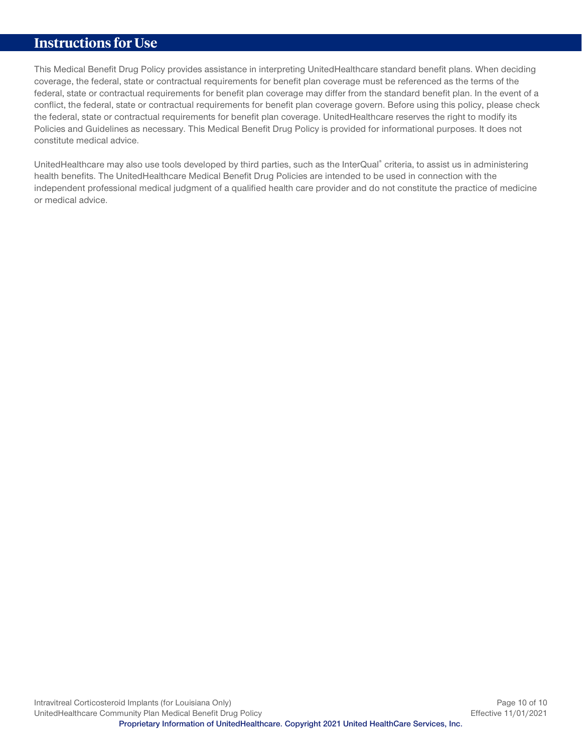# Instructions for Use

This Medical Benefit Drug Policy provides assistance in interpreting UnitedHealthcare standard benefit plans. When deciding coverage, the federal, state or contractual requirements for benefit plan coverage must be referenced as the terms of the federal, state or contractual requirements for benefit plan coverage may differ from the standard benefit plan. In the event of a conflict, the federal, state or contractual requirements for benefit plan coverage govern. Before using this policy, please check the federal, state or contractual requirements for benefit plan coverage. UnitedHealthcare reserves the right to modify its Policies and Guidelines as necessary. This Medical Benefit Drug Policy is provided for informational purposes. It does not constitute medical advice.

UnitedHealthcare may also use tools developed by third parties, such as the InterQual® criteria, to assist us in administering health benefits. The UnitedHealthcare Medical Benefit Drug Policies are intended to be used in connection with the independent professional medical judgment of a qualified health care provider and do not constitute the practice of medicine or medical advice.